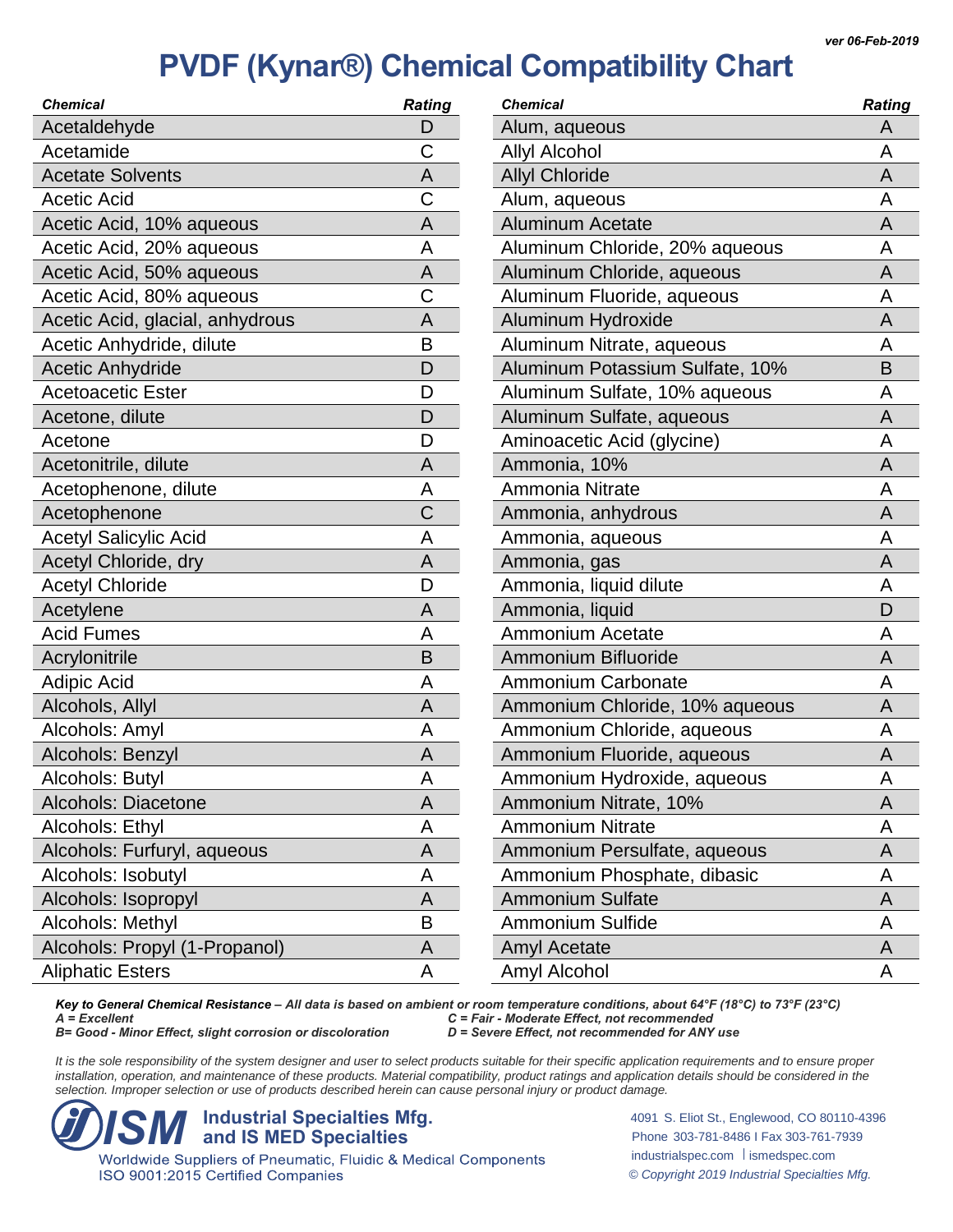ver 06-Feb-2019

# PVDF (Kynar®) Chemical Compatibility Chart

| Chemical | Rating |
|---|---|
| Acetaldehyde | D |
| Acetamide | C |
| Acetate Solvents | A |
| Acetic Acid | C |
| Acetic Acid, 10% aqueous | A |
| Acetic Acid, 20% aqueous | A |
| Acetic Acid, 50% aqueous | A |
| Acetic Acid, 80% aqueous | C |
| Acetic Acid, glacial, anhydrous | A |
| Acetic Anhydride, dilute | B |
| Acetic Anhydride | D |
| Acetoacetic Ester | D |
| Acetone, dilute | D |
| Acetone | D |
| Acetonitrile, dilute | A |
| Acetophenone, dilute | A |
| Acetophenone | C |
| Acetyl Salicylic Acid | A |
| Acetyl Chloride, dry | A |
| Acetyl Chloride | D |
| Acetylene | A |
| Acid Fumes | A |
| Acrylonitrile | B |
| Adipic Acid | A |
| Alcohols, Allyl | A |
| Alcohols: Amyl | A |
| Alcohols: Benzyl | A |
| Alcohols: Butyl | A |
| Alcohols: Diacetone | A |
| Alcohols: Ethyl | A |
| Alcohols: Furfuryl, aqueous | A |
| Alcohols: Isobutyl | A |
| Alcohols: Isopropyl | A |
| Alcohols: Methyl | B |
| Alcohols: Propyl (1-Propanol) | A |
| Aliphatic Esters | A |
| Alum, aqueous | A |
| Allyl Alcohol | A |
| Allyl Chloride | A |
| Alum, aqueous | A |
| Aluminum Acetate | A |
| Aluminum Chloride, 20% aqueous | A |
| Aluminum Chloride, aqueous | A |
| Aluminum Fluoride, aqueous | A |
| Aluminum Hydroxide | A |
| Aluminum Nitrate, aqueous | A |
| Aluminum Potassium Sulfate, 10% | B |
| Aluminum Sulfate, 10% aqueous | A |
| Aluminum Sulfate, aqueous | A |
| Aminoacetic Acid (glycine) | A |
| Ammonia, 10% | A |
| Ammonia Nitrate | A |
| Ammonia, anhydrous | A |
| Ammonia, aqueous | A |
| Ammonia, gas | A |
| Ammonia, liquid dilute | A |
| Ammonia, liquid | D |
| Ammonium Acetate | A |
| Ammonium Bifluoride | A |
| Ammonium Carbonate | A |
| Ammonium Chloride, 10% aqueous | A |
| Ammonium Chloride, aqueous | A |
| Ammonium Fluoride, aqueous | A |
| Ammonium Hydroxide, aqueous | A |
| Ammonium Nitrate, 10% | A |
| Ammonium Nitrate | A |
| Ammonium Persulfate, aqueous | A |
| Ammonium Phosphate, dibasic | A |
| Ammonium Sulfate | A |
| Ammonium Sulfide | A |
| Amyl Acetate | A |
| Amyl Alcohol | A |

***Key to General Chemical Resistance** – All data is based on ambient or room temperature conditions, about 64°F (18°C) to 73°F (23°C)*

*A = Excellent*
*B= Good - Minor Effect, slight corrosion or discoloration*
*C = Fair - Moderate Effect, not recommended*
*D = Severe Effect, not recommended for ANY use*

*It is the sole responsibility of the system designer and user to select products suitable for their specific application requirements and to ensure proper installation, operation, and maintenance of these products. Material compatibility, product ratings and application details should be considered in the selection. Improper selection or use of products described herein can cause personal injury or product damage.*

**ISM Industrial Specialties Mfg. and IS MED Specialties**
Worldwide Suppliers of Pneumatic, Fluidic & Medical Components
ISO 9001:2015 Certified Companies

4091 S. Eliot St., Englewood, CO 80110-4396
Phone 303-781-8486 I Fax 303-761-7939
industrialspec.com | ismedspec.com
*© Copyright 2019 Industrial Specialties Mfg.*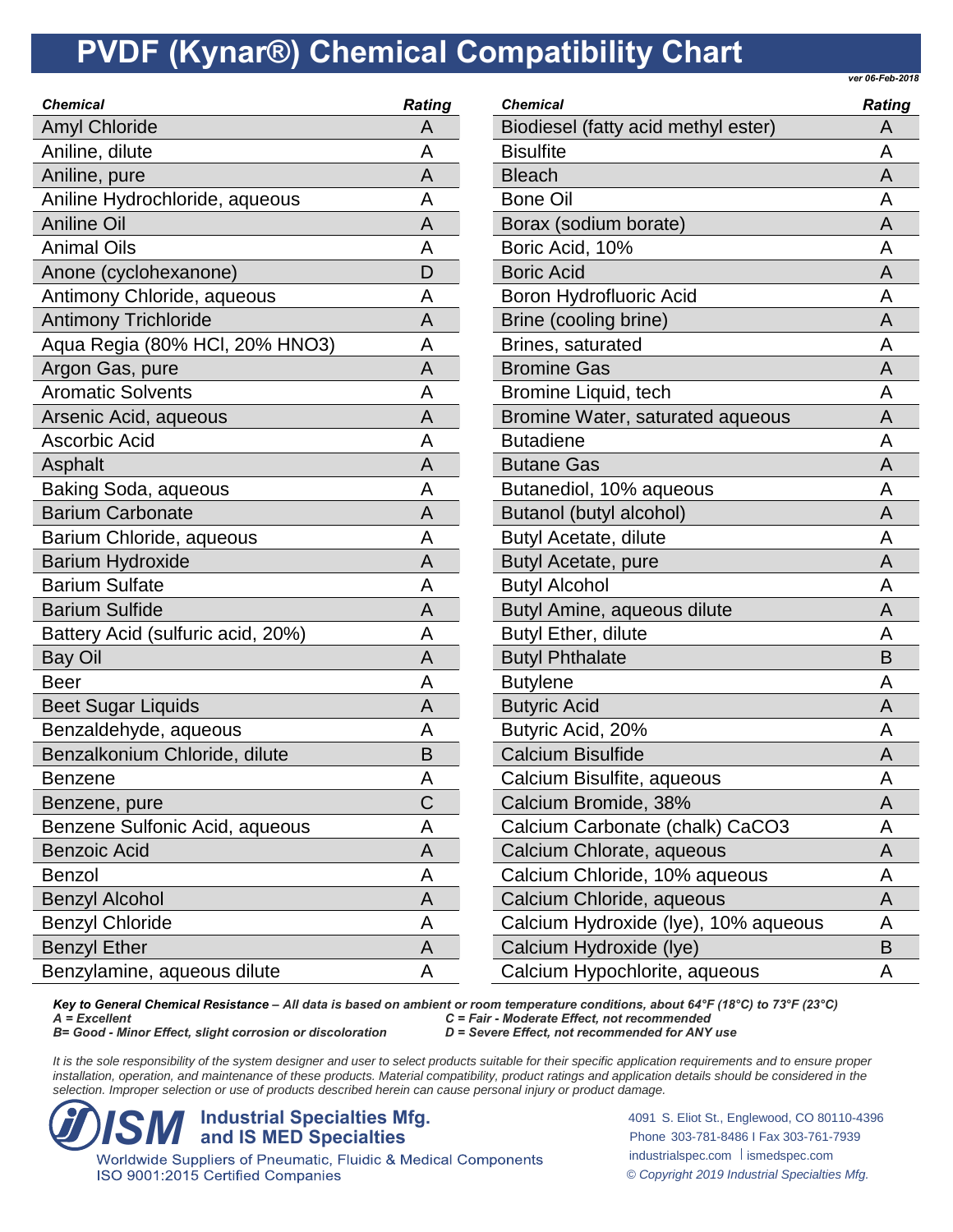# PVDF (Kynar®) Chemical Compatibility Chart

*ver 06-Feb-2018*

| Chemical | Rating |
|---|---|
| Amyl Chloride | A |
| Aniline, dilute | A |
| Aniline, pure | A |
| Aniline Hydrochloride, aqueous | A |
| Aniline Oil | A |
| Animal Oils | A |
| Anone (cyclohexanone) | D |
| Antimony Chloride, aqueous | A |
| Antimony Trichloride | A |
| Aqua Regia (80% HCl, 20% HNO3) | A |
| Argon Gas, pure | A |
| Aromatic Solvents | A |
| Arsenic Acid, aqueous | A |
| Ascorbic Acid | A |
| Asphalt | A |
| Baking Soda, aqueous | A |
| Barium Carbonate | A |
| Barium Chloride, aqueous | A |
| Barium Hydroxide | A |
| Barium Sulfate | A |
| Barium Sulfide | A |
| Battery Acid (sulfuric acid, 20%) | A |
| Bay Oil | A |
| Beer | A |
| Beet Sugar Liquids | A |
| Benzaldehyde, aqueous | A |
| Benzalkonium Chloride, dilute | B |
| Benzene | A |
| Benzene, pure | C |
| Benzene Sulfonic Acid, aqueous | A |
| Benzoic Acid | A |
| Benzol | A |
| Benzyl Alcohol | A |
| Benzyl Chloride | A |
| Benzyl Ether | A |
| Benzylamine, aqueous dilute | A |
| Biodiesel (fatty acid methyl ester) | A |
| Bisulfite | A |
| Bleach | A |
| Bone Oil | A |
| Borax (sodium borate) | A |
| Boric Acid, 10% | A |
| Boric Acid | A |
| Boron Hydrofluoric Acid | A |
| Brine (cooling brine) | A |
| Brines, saturated | A |
| Bromine Gas | A |
| Bromine Liquid, tech | A |
| Bromine Water, saturated aqueous | A |
| Butadiene | A |
| Butane Gas | A |
| Butanediol, 10% aqueous | A |
| Butanol (butyl alcohol) | A |
| Butyl Acetate, dilute | A |
| Butyl Acetate, pure | A |
| Butyl Alcohol | A |
| Butyl Amine, aqueous dilute | A |
| Butyl Ether, dilute | A |
| Butyl Phthalate | B |
| Butylene | A |
| Butyric Acid | A |
| Butyric Acid, 20% | A |
| Calcium Bisulfide | A |
| Calcium Bisulfite, aqueous | A |
| Calcium Bromide, 38% | A |
| Calcium Carbonate (chalk) CaCO3 | A |
| Calcium Chlorate, aqueous | A |
| Calcium Chloride, 10% aqueous | A |
| Calcium Chloride, aqueous | A |
| Calcium Hydroxide (lye), 10% aqueous | A |
| Calcium Hydroxide (lye) | B |
| Calcium Hypochlorite, aqueous | A |

***Key to General Chemical Resistance** – All data is based on ambient or room temperature conditions, about 64°F (18°C) to 73°F (23°C)*

*A = Excellent*
*B= Good - Minor Effect, slight corrosion or discoloration*
*C = Fair - Moderate Effect, not recommended*
*D = Severe Effect, not recommended for ANY use*

*It is the sole responsibility of the system designer and user to select products suitable for their specific application requirements and to ensure proper installation, operation, and maintenance of these products. Material compatibility, product ratings and application details should be considered in the selection. Improper selection or use of products described herein can cause personal injury or product damage.*

**ISM Industrial Specialties Mfg. and IS MED Specialties**
Worldwide Suppliers of Pneumatic, Fluidic & Medical Components
ISO 9001:2015 Certified Companies

4091 S. Eliot St., Englewood, CO 80110-4396
Phone 303-781-8486 I Fax 303-761-7939
industrialspec.com | ismedspec.com
*© Copyright 2019 Industrial Specialties Mfg.*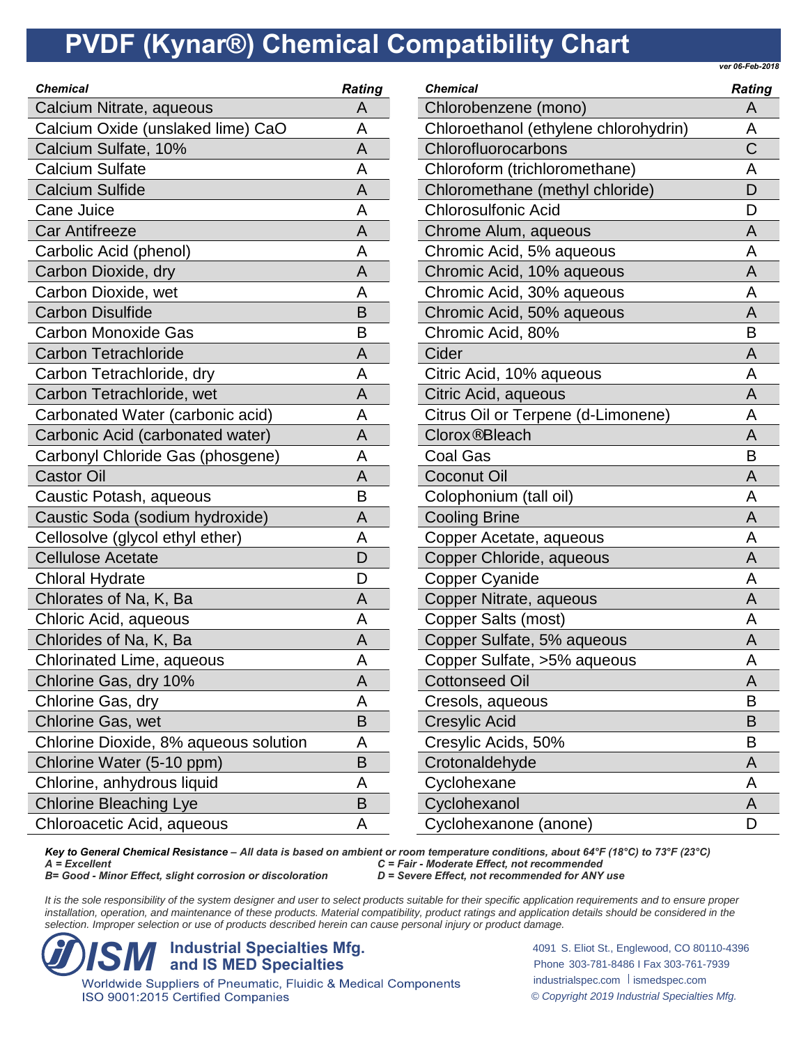# PVDF (Kynar®) Chemical Compatibility Chart

*ver 06-Feb-2018*

| Chemical | Rating |
|---|---|
| Calcium Nitrate, aqueous | A |
| Calcium Oxide (unslaked lime) CaO | A |
| Calcium Sulfate, 10% | A |
| Calcium Sulfate | A |
| Calcium Sulfide | A |
| Cane Juice | A |
| Car Antifreeze | A |
| Carbolic Acid (phenol) | A |
| Carbon Dioxide, dry | A |
| Carbon Dioxide, wet | A |
| Carbon Disulfide | B |
| Carbon Monoxide Gas | B |
| Carbon Tetrachloride | A |
| Carbon Tetrachloride, dry | A |
| Carbon Tetrachloride, wet | A |
| Carbonated Water (carbonic acid) | A |
| Carbonic Acid (carbonated water) | A |
| Carbonyl Chloride Gas (phosgene) | A |
| Castor Oil | A |
| Caustic Potash, aqueous | B |
| Caustic Soda (sodium hydroxide) | A |
| Cellosolve (glycol ethyl ether) | A |
| Cellulose Acetate | D |
| Chloral Hydrate | D |
| Chlorates of Na, K, Ba | A |
| Chloric Acid, aqueous | A |
| Chlorides of Na, K, Ba | A |
| Chlorinated Lime, aqueous | A |
| Chlorine Gas, dry 10% | A |
| Chlorine Gas, dry | A |
| Chlorine Gas, wet | B |
| Chlorine Dioxide, 8% aqueous solution | A |
| Chlorine Water (5-10 ppm) | B |
| Chlorine, anhydrous liquid | A |
| Chlorine Bleaching Lye | B |
| Chloroacetic Acid, aqueous | A |
| Chlorobenzene (mono) | A |
| Chloroethanol (ethylene chlorohydrin) | A |
| Chlorofluorocarbons | C |
| Chloroform (trichloromethane) | A |
| Chloromethane (methyl chloride) | D |
| Chlorosulfonic Acid | D |
| Chrome Alum, aqueous | A |
| Chromic Acid, 5% aqueous | A |
| Chromic Acid, 10% aqueous | A |
| Chromic Acid, 30% aqueous | A |
| Chromic Acid, 50% aqueous | A |
| Chromic Acid, 80% | B |
| Cider | A |
| Citric Acid, 10% aqueous | A |
| Citric Acid, aqueous | A |
| Citrus Oil or Terpene (d-Limonene) | A |
| Clorox®Bleach | A |
| Coal Gas | B |
| Coconut Oil | A |
| Colophonium (tall oil) | A |
| Cooling Brine | A |
| Copper Acetate, aqueous | A |
| Copper Chloride, aqueous | A |
| Copper Cyanide | A |
| Copper Nitrate, aqueous | A |
| Copper Salts (most) | A |
| Copper Sulfate, 5% aqueous | A |
| Copper Sulfate, >5% aqueous | A |
| Cottonseed Oil | A |
| Cresols, aqueous | B |
| Cresylic Acid | B |
| Cresylic Acids, 50% | B |
| Crotonaldehyde | A |
| Cyclohexane | A |
| Cyclohexanol | A |
| Cyclohexanone (anone) | D |

***Key to General Chemical Resistance** – All data is based on ambient or room temperature conditions, about 64°F (18°C) to 73°F (23°C)*

*A = Excellent*
*B= Good - Minor Effect, slight corrosion or discoloration*
*C = Fair - Moderate Effect, not recommended*
*D = Severe Effect, not recommended for ANY use*

*It is the sole responsibility of the system designer and user to select products suitable for their specific application requirements and to ensure proper installation, operation, and maintenance of these products. Material compatibility, product ratings and application details should be considered in the selection. Improper selection or use of products described herein can cause personal injury or product damage.*

**ISM Industrial Specialties Mfg. and IS MED Specialties**
Worldwide Suppliers of Pneumatic, Fluidic & Medical Components
ISO 9001:2015 Certified Companies

4091 S. Eliot St., Englewood, CO 80110-4396
Phone 303-781-8486 I Fax 303-761-7939
industrialspec.com | ismedspec.com
*© Copyright 2019 Industrial Specialties Mfg.*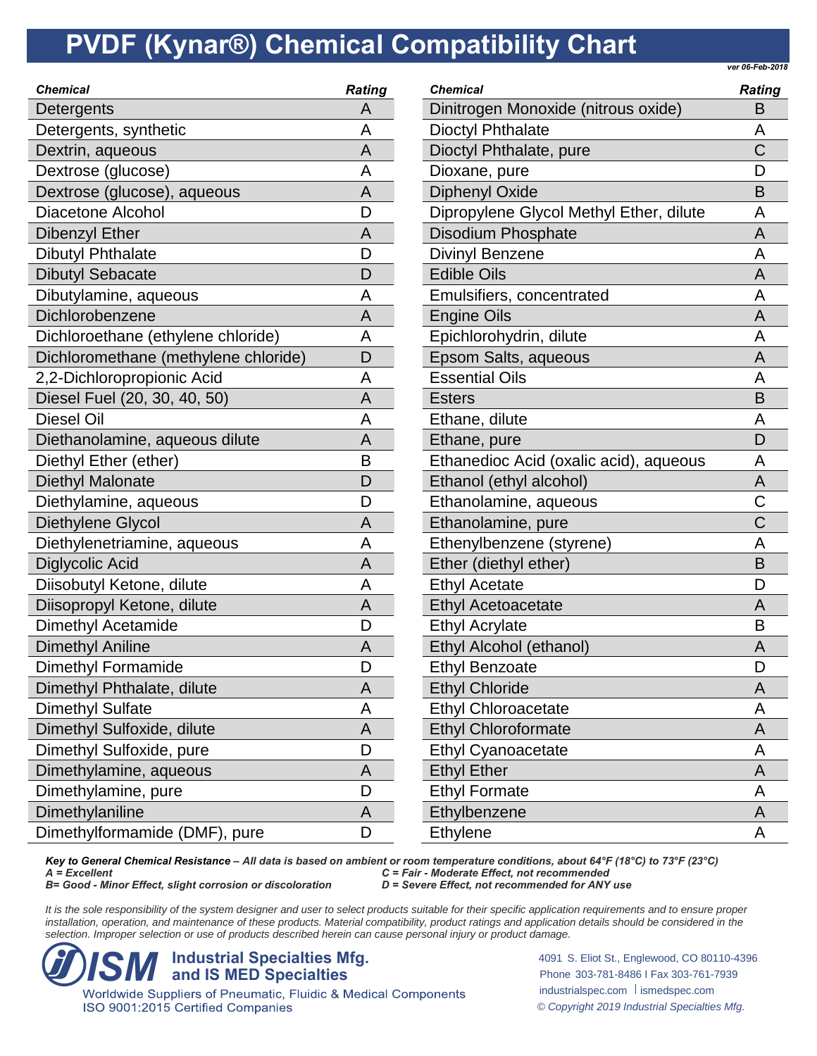# PVDF (Kynar®) Chemical Compatibility Chart

*ver 06-Feb-2018*

| Chemical | Rating |
|---|---|
| Detergents | A |
| Detergents, synthetic | A |
| Dextrin, aqueous | A |
| Dextrose (glucose) | A |
| Dextrose (glucose), aqueous | A |
| Diacetone Alcohol | D |
| Dibenzyl Ether | A |
| Dibutyl Phthalate | D |
| Dibutyl Sebacate | D |
| Dibutylamine, aqueous | A |
| Dichlorobenzene | A |
| Dichloroethane (ethylene chloride) | A |
| Dichloromethane (methylene chloride) | D |
| 2,2-Dichloropropionic Acid | A |
| Diesel Fuel (20, 30, 40, 50) | A |
| Diesel Oil | A |
| Diethanolamine, aqueous dilute | A |
| Diethyl Ether (ether) | B |
| Diethyl Malonate | D |
| Diethylamine, aqueous | D |
| Diethylene Glycol | A |
| Diethylenetriamine, aqueous | A |
| Diglycolic Acid | A |
| Diisobutyl Ketone, dilute | A |
| Diisopropyl Ketone, dilute | A |
| Dimethyl Acetamide | D |
| Dimethyl Aniline | A |
| Dimethyl Formamide | D |
| Dimethyl Phthalate, dilute | A |
| Dimethyl Sulfate | A |
| Dimethyl Sulfoxide, dilute | A |
| Dimethyl Sulfoxide, pure | D |
| Dimethylamine, aqueous | A |
| Dimethylamine, pure | D |
| Dimethylaniline | A |
| Dimethylformamide (DMF), pure | D |
| Dinitrogen Monoxide (nitrous oxide) | B |
| Dioctyl Phthalate | A |
| Dioctyl Phthalate, pure | C |
| Dioxane, pure | D |
| Diphenyl Oxide | B |
| Dipropylene Glycol Methyl Ether, dilute | A |
| Disodium Phosphate | A |
| Divinyl Benzene | A |
| Edible Oils | A |
| Emulsifiers, concentrated | A |
| Engine Oils | A |
| Epichlorohydrin, dilute | A |
| Epsom Salts, aqueous | A |
| Essential Oils | A |
| Esters | B |
| Ethane, dilute | A |
| Ethane, pure | D |
| Ethanedioc Acid (oxalic acid), aqueous | A |
| Ethanol (ethyl alcohol) | A |
| Ethanolamine, aqueous | C |
| Ethanolamine, pure | C |
| Ethenylbenzene (styrene) | A |
| Ether (diethyl ether) | B |
| Ethyl Acetate | D |
| Ethyl Acetoacetate | A |
| Ethyl Acrylate | B |
| Ethyl Alcohol (ethanol) | A |
| Ethyl Benzoate | D |
| Ethyl Chloride | A |
| Ethyl Chloroacetate | A |
| Ethyl Chloroformate | A |
| Ethyl Cyanoacetate | A |
| Ethyl Ether | A |
| Ethyl Formate | A |
| Ethylbenzene | A |
| Ethylene | A |

***Key to General Chemical Resistance** – All data is based on ambient or room temperature conditions, about 64°F (18°C) to 73°F (23°C)*

*A = Excellent*
*B= Good - Minor Effect, slight corrosion or discoloration*
*C = Fair - Moderate Effect, not recommended*
*D = Severe Effect, not recommended for ANY use*

*It is the sole responsibility of the system designer and user to select products suitable for their specific application requirements and to ensure proper installation, operation, and maintenance of these products. Material compatibility, product ratings and application details should be considered in the selection. Improper selection or use of products described herein can cause personal injury or product damage.*

**ISM Industrial Specialties Mfg. and IS MED Specialties**
Worldwide Suppliers of Pneumatic, Fluidic & Medical Components
ISO 9001:2015 Certified Companies

4091 S. Eliot St., Englewood, CO 80110-4396
Phone 303-781-8486 I Fax 303-761-7939
industrialspec.com | ismedspec.com
*© Copyright 2019 Industrial Specialties Mfg.*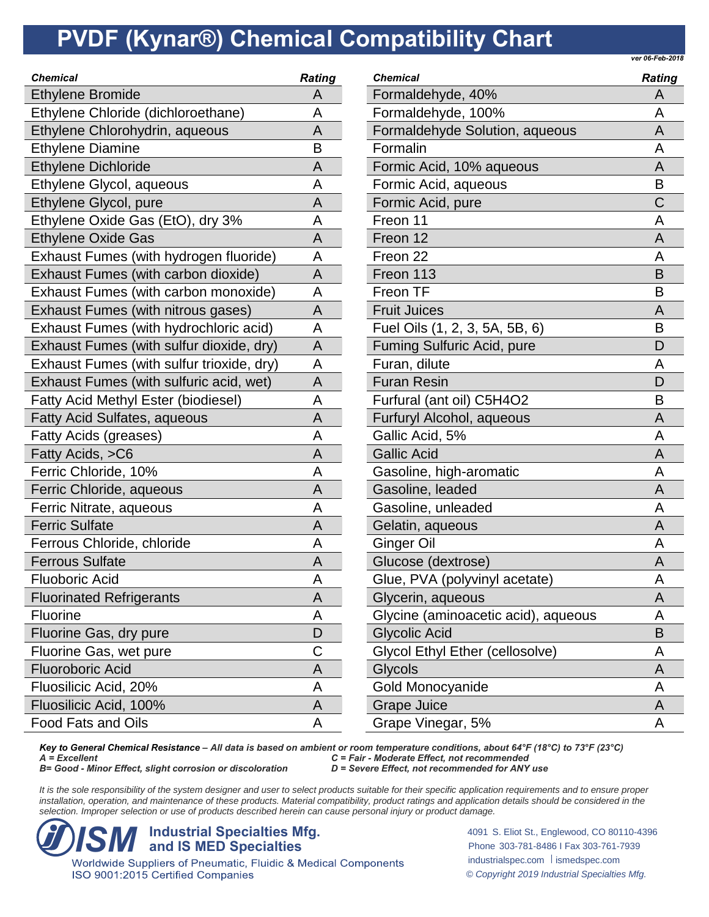# PVDF (Kynar®) Chemical Compatibility Chart

*ver 06-Feb-2018*

| Chemical | Rating |
|---|---|
| Ethylene Bromide | A |
| Ethylene Chloride (dichloroethane) | A |
| Ethylene Chlorohydrin, aqueous | A |
| Ethylene Diamine | B |
| Ethylene Dichloride | A |
| Ethylene Glycol, aqueous | A |
| Ethylene Glycol, pure | A |
| Ethylene Oxide Gas (EtO), dry 3% | A |
| Ethylene Oxide Gas | A |
| Exhaust Fumes (with hydrogen fluoride) | A |
| Exhaust Fumes (with carbon dioxide) | A |
| Exhaust Fumes (with carbon monoxide) | A |
| Exhaust Fumes (with nitrous gases) | A |
| Exhaust Fumes (with hydrochloric acid) | A |
| Exhaust Fumes (with sulfur dioxide, dry) | A |
| Exhaust Fumes (with sulfur trioxide, dry) | A |
| Exhaust Fumes (with sulfuric acid, wet) | A |
| Fatty Acid Methyl Ester (biodiesel) | A |
| Fatty Acid Sulfates, aqueous | A |
| Fatty Acids (greases) | A |
| Fatty Acids, >C6 | A |
| Ferric Chloride, 10% | A |
| Ferric Chloride, aqueous | A |
| Ferric Nitrate, aqueous | A |
| Ferric Sulfate | A |
| Ferrous Chloride, chloride | A |
| Ferrous Sulfate | A |
| Fluoboric Acid | A |
| Fluorinated Refrigerants | A |
| Fluorine | A |
| Fluorine Gas, dry pure | D |
| Fluorine Gas, wet pure | C |
| Fluoroboric Acid | A |
| Fluosilicic Acid, 20% | A |
| Fluosilicic Acid, 100% | A |
| Food Fats and Oils | A |
| Formaldehyde, 40% | A |
| Formaldehyde, 100% | A |
| Formaldehyde Solution, aqueous | A |
| Formalin | A |
| Formic Acid, 10% aqueous | A |
| Formic Acid, aqueous | B |
| Formic Acid, pure | C |
| Freon 11 | A |
| Freon 12 | A |
| Freon 22 | A |
| Freon 113 | B |
| Freon TF | B |
| Fruit Juices | A |
| Fuel Oils (1, 2, 3, 5A, 5B, 6) | B |
| Fuming Sulfuric Acid, pure | D |
| Furan, dilute | A |
| Furan Resin | D |
| Furfural (ant oil) $C_5H_4O_2$ | B |
| Furfuryl Alcohol, aqueous | A |
| Gallic Acid, 5% | A |
| Gallic Acid | A |
| Gasoline, high-aromatic | A |
| Gasoline, leaded | A |
| Gasoline, unleaded | A |
| Gelatin, aqueous | A |
| Ginger Oil | A |
| Glucose (dextrose) | A |
| Glue, PVA (polyvinyl acetate) | A |
| Glycerin, aqueous | A |
| Glycine (aminoacetic acid), aqueous | A |
| Glycolic Acid | B |
| Glycol Ethyl Ether (cellosolve) | A |
| Glycols | A |
| Gold Monocyanide | A |
| Grape Juice | A |
| Grape Vinegar, 5% | A |

***Key to General Chemical Resistance** – All data is based on ambient or room temperature conditions, about 64°F (18°C) to 73°F (23°C)*

*A = Excellent*
*B= Good - Minor Effect, slight corrosion or discoloration*
*C = Fair - Moderate Effect, not recommended*
*D = Severe Effect, not recommended for ANY use*

*It is the sole responsibility of the system designer and user to select products suitable for their specific application requirements and to ensure proper installation, operation, and maintenance of these products. Material compatibility, product ratings and application details should be considered in the selection. Improper selection or use of products described herein can cause personal injury or product damage.*

**ISM Industrial Specialties Mfg. and IS MED Specialties**
Worldwide Suppliers of Pneumatic, Fluidic & Medical Components
ISO 9001:2015 Certified Companies

4091 S. Eliot St., Englewood, CO 80110-4396
Phone 303-781-8486 I Fax 303-761-7939
industrialspec.com | ismedspec.com
*© Copyright 2019 Industrial Specialties Mfg.*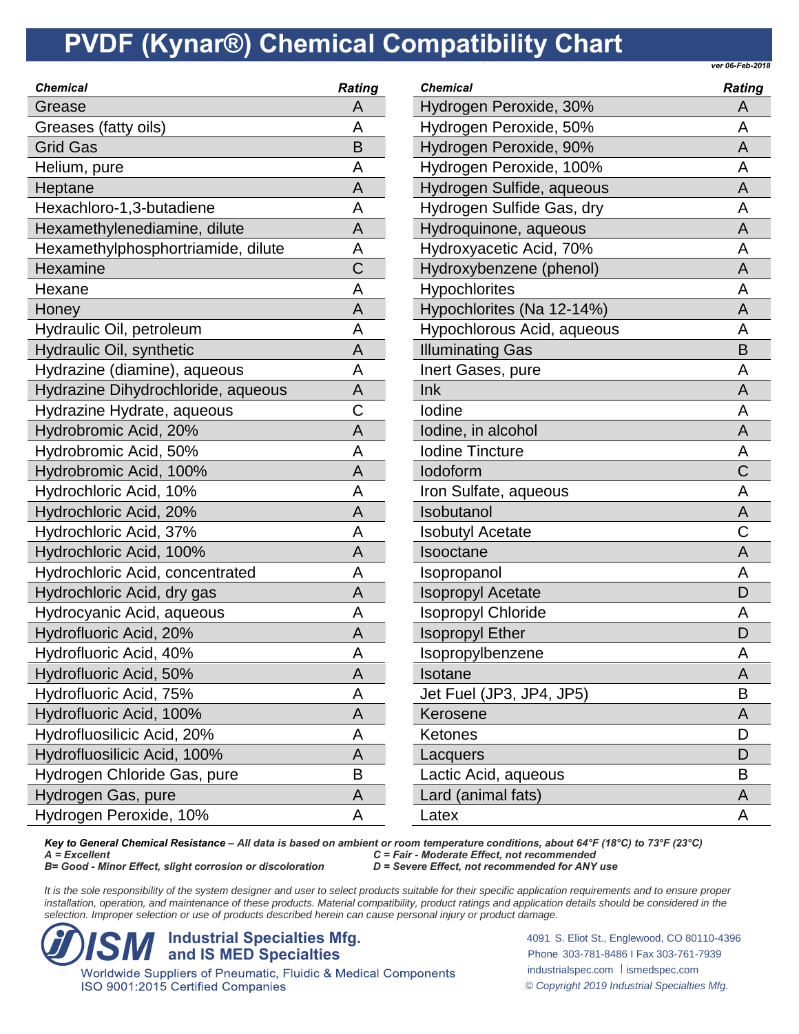# PVDF (Kynar®) Chemical Compatibility Chart

*ver 06-Feb-2018*

| Chemical | Rating |
|---|---|
| Grease | A |
| Greases (fatty oils) | A |
| Grid Gas | B |
| Helium, pure | A |
| Heptane | A |
| Hexachloro-1,3-butadiene | A |
| Hexamethylenediamine, dilute | A |
| Hexamethylphosphortriamide, dilute | A |
| Hexamine | C |
| Hexane | A |
| Honey | A |
| Hydraulic Oil, petroleum | A |
| Hydraulic Oil, synthetic | A |
| Hydrazine (diamine), aqueous | A |
| Hydrazine Dihydrochloride, aqueous | A |
| Hydrazine Hydrate, aqueous | C |
| Hydrobromic Acid, 20% | A |
| Hydrobromic Acid, 50% | A |
| Hydrobromic Acid, 100% | A |
| Hydrochloric Acid, 10% | A |
| Hydrochloric Acid, 20% | A |
| Hydrochloric Acid, 37% | A |
| Hydrochloric Acid, 100% | A |
| Hydrochloric Acid, concentrated | A |
| Hydrochloric Acid, dry gas | A |
| Hydrocyanic Acid, aqueous | A |
| Hydrofluoric Acid, 20% | A |
| Hydrofluoric Acid, 40% | A |
| Hydrofluoric Acid, 50% | A |
| Hydrofluoric Acid, 75% | A |
| Hydrofluoric Acid, 100% | A |
| Hydrofluosilicic Acid, 20% | A |
| Hydrofluosilicic Acid, 100% | A |
| Hydrogen Chloride Gas, pure | B |
| Hydrogen Gas, pure | A |
| Hydrogen Peroxide, 10% | A |
| Hydrogen Peroxide, 30% | A |
| Hydrogen Peroxide, 50% | A |
| Hydrogen Peroxide, 90% | A |
| Hydrogen Peroxide, 100% | A |
| Hydrogen Sulfide, aqueous | A |
| Hydrogen Sulfide Gas, dry | A |
| Hydroquinone, aqueous | A |
| Hydroxyacetic Acid, 70% | A |
| Hydroxybenzene (phenol) | A |
| Hypochlorites | A |
| Hypochlorites (Na 12-14%) | A |
| Hypochlorous Acid, aqueous | A |
| Illuminating Gas | B |
| Inert Gases, pure | A |
| Ink | A |
| Iodine | A |
| Iodine, in alcohol | A |
| Iodine Tincture | A |
| Iodoform | C |
| Iron Sulfate, aqueous | A |
| Isobutanol | A |
| Isobutyl Acetate | C |
| Isooctane | A |
| Isopropanol | A |
| Isopropyl Acetate | D |
| Isopropyl Chloride | A |
| Isopropyl Ether | D |
| Isopropylbenzene | A |
| Isotane | A |
| Jet Fuel (JP3, JP4, JP5) | B |
| Kerosene | A |
| Ketones | D |
| Lacquers | D |
| Lactic Acid, aqueous | B |
| Lard (animal fats) | A |
| Latex | A |

***Key to General Chemical Resistance** – All data is based on ambient or room temperature conditions, about 64°F (18°C) to 73°F (23°C)*

*A = Excellent*
*B= Good - Minor Effect, slight corrosion or discoloration*
*C = Fair - Moderate Effect, not recommended*
*D = Severe Effect, not recommended for ANY use*

*It is the sole responsibility of the system designer and user to select products suitable for their specific application requirements and to ensure proper installation, operation, and maintenance of these products. Material compatibility, product ratings and application details should be considered in the selection. Improper selection or use of products described herein can cause personal injury or product damage.*

**ISM Industrial Specialties Mfg. and IS MED Specialties**
Worldwide Suppliers of Pneumatic, Fluidic & Medical Components
ISO 9001:2015 Certified Companies

4091 S. Eliot St., Englewood, CO 80110-4396
Phone 303-781-8486 I Fax 303-761-7939
industrialspec.com | ismedspec.com
*© Copyright 2019 Industrial Specialties Mfg.*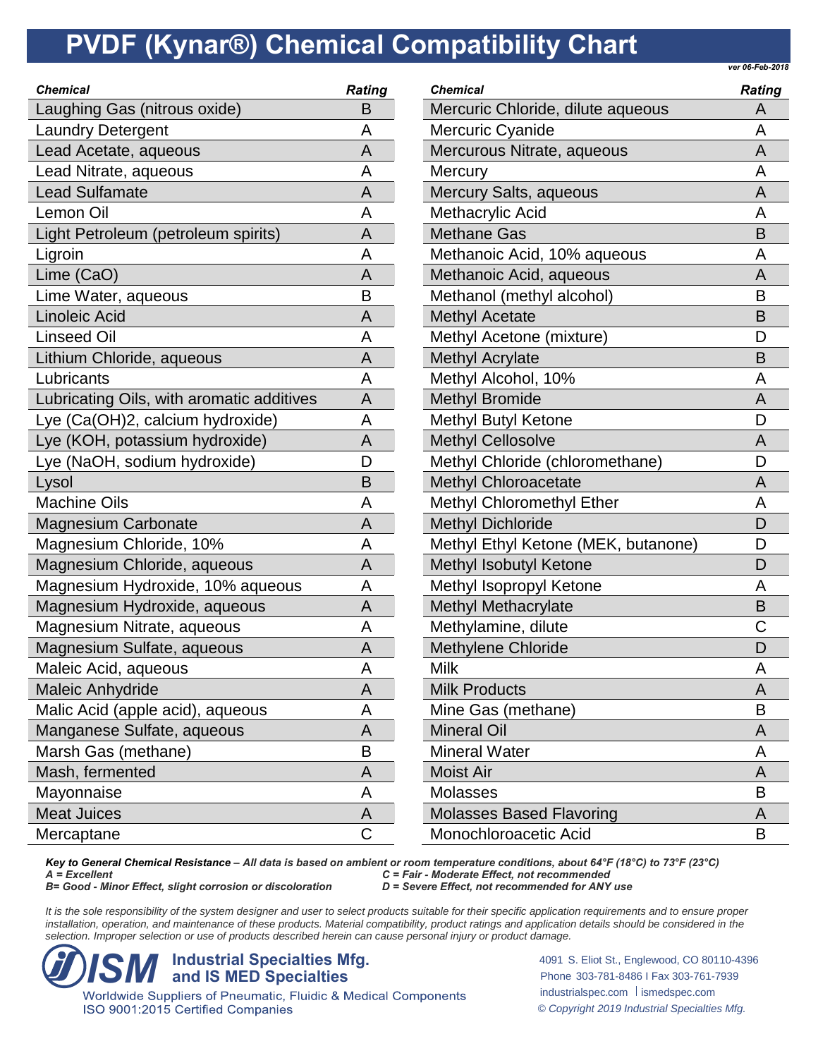# PVDF (Kynar®) Chemical Compatibility Chart

*ver 06-Feb-2018*

| Chemical | Rating |
|---|---|
| Laughing Gas (nitrous oxide) | B |
| Laundry Detergent | A |
| Lead Acetate, aqueous | A |
| Lead Nitrate, aqueous | A |
| Lead Sulfamate | A |
| Lemon Oil | A |
| Light Petroleum (petroleum spirits) | A |
| Ligroin | A |
| Lime (CaO) | A |
| Lime Water, aqueous | B |
| Linoleic Acid | A |
| Linseed Oil | A |
| Lithium Chloride, aqueous | A |
| Lubricants | A |
| Lubricating Oils, with aromatic additives | A |
| Lye (Ca(OH)2, calcium hydroxide) | A |
| Lye (KOH, potassium hydroxide) | A |
| Lye (NaOH, sodium hydroxide) | D |
| Lysol | B |
| Machine Oils | A |
| Magnesium Carbonate | A |
| Magnesium Chloride, 10% | A |
| Magnesium Chloride, aqueous | A |
| Magnesium Hydroxide, 10% aqueous | A |
| Magnesium Hydroxide, aqueous | A |
| Magnesium Nitrate, aqueous | A |
| Magnesium Sulfate, aqueous | A |
| Maleic Acid, aqueous | A |
| Maleic Anhydride | A |
| Malic Acid (apple acid), aqueous | A |
| Manganese Sulfate, aqueous | A |
| Marsh Gas (methane) | B |
| Mash, fermented | A |
| Mayonnaise | A |
| Meat Juices | A |
| Mercaptane | C |
| Mercuric Chloride, dilute aqueous | A |
| Mercuric Cyanide | A |
| Mercurous Nitrate, aqueous | A |
| Mercury | A |
| Mercury Salts, aqueous | A |
| Methacrylic Acid | A |
| Methane Gas | B |
| Methanoic Acid, 10% aqueous | A |
| Methanoic Acid, aqueous | A |
| Methanol (methyl alcohol) | B |
| Methyl Acetate | B |
| Methyl Acetone (mixture) | D |
| Methyl Acrylate | B |
| Methyl Alcohol, 10% | A |
| Methyl Bromide | A |
| Methyl Butyl Ketone | D |
| Methyl Cellosolve | A |
| Methyl Chloride (chloromethane) | D |
| Methyl Chloroacetate | A |
| Methyl Chloromethyl Ether | A |
| Methyl Dichloride | D |
| Methyl Ethyl Ketone (MEK, butanone) | D |
| Methyl Isobutyl Ketone | D |
| Methyl Isopropyl Ketone | A |
| Methyl Methacrylate | B |
| Methylamine, dilute | C |
| Methylene Chloride | D |
| Milk | A |
| Milk Products | A |
| Mine Gas (methane) | B |
| Mineral Oil | A |
| Mineral Water | A |
| Moist Air | A |
| Molasses | B |
| Molasses Based Flavoring | A |
| Monochloroacetic Acid | B |

***Key to General Chemical Resistance** – All data is based on ambient or room temperature conditions, about 64°F (18°C) to 73°F (23°C)*

*A = Excellent*
*B= Good - Minor Effect, slight corrosion or discoloration*
*C = Fair - Moderate Effect, not recommended*
*D = Severe Effect, not recommended for ANY use*

*It is the sole responsibility of the system designer and user to select products suitable for their specific application requirements and to ensure proper installation, operation, and maintenance of these products. Material compatibility, product ratings and application details should be considered in the selection. Improper selection or use of products described herein can cause personal injury or product damage.*

**ISM Industrial Specialties Mfg. and IS MED Specialties**
Worldwide Suppliers of Pneumatic, Fluidic & Medical Components
ISO 9001:2015 Certified Companies

4091 S. Eliot St., Englewood, CO 80110-4396
Phone 303-781-8486 I Fax 303-761-7939
industrialspec.com | ismedspec.com
*© Copyright 2019 Industrial Specialties Mfg.*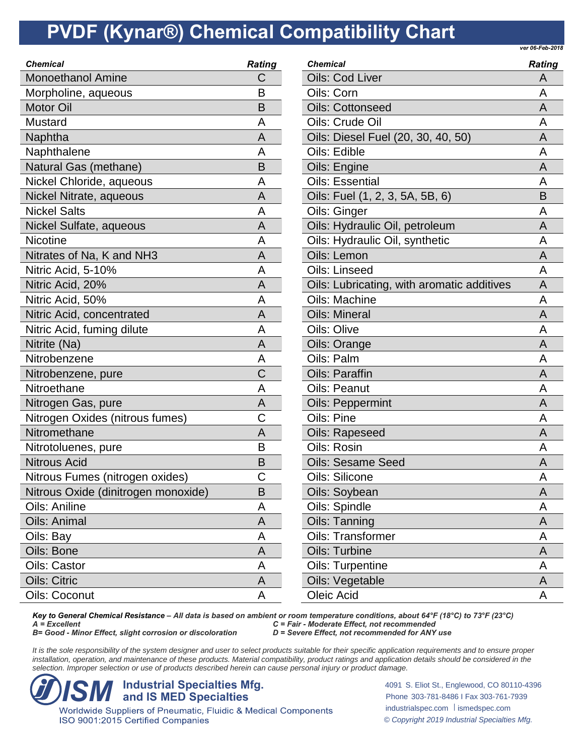# PVDF (Kynar®) Chemical Compatibility Chart

*ver 06-Feb-2018*

| Chemical | Rating |
|---|---|
| Monoethanol Amine | C |
| Morpholine, aqueous | B |
| Motor Oil | B |
| Mustard | A |
| Naphtha | A |
| Naphthalene | A |
| Natural Gas (methane) | B |
| Nickel Chloride, aqueous | A |
| Nickel Nitrate, aqueous | A |
| Nickel Salts | A |
| Nickel Sulfate, aqueous | A |
| Nicotine | A |
| Nitrates of Na, K and NH3 | A |
| Nitric Acid, 5-10% | A |
| Nitric Acid, 20% | A |
| Nitric Acid, 50% | A |
| Nitric Acid, concentrated | A |
| Nitric Acid, fuming dilute | A |
| Nitrite (Na) | A |
| Nitrobenzene | A |
| Nitrobenzene, pure | C |
| Nitroethane | A |
| Nitrogen Gas, pure | A |
| Nitrogen Oxides (nitrous fumes) | C |
| Nitromethane | A |
| Nitrotoluenes, pure | B |
| Nitrous Acid | B |
| Nitrous Fumes (nitrogen oxides) | C |
| Nitrous Oxide (dinitrogen monoxide) | B |
| Oils: Aniline | A |
| Oils: Animal | A |
| Oils: Bay | A |
| Oils: Bone | A |
| Oils: Castor | A |
| Oils: Citric | A |
| Oils: Coconut | A |
| Oils: Cod Liver | A |
| Oils: Corn | A |
| Oils: Cottonseed | A |
| Oils: Crude Oil | A |
| Oils: Diesel Fuel (20, 30, 40, 50) | A |
| Oils: Edible | A |
| Oils: Engine | A |
| Oils: Essential | A |
| Oils: Fuel (1, 2, 3, 5A, 5B, 6) | B |
| Oils: Ginger | A |
| Oils: Hydraulic Oil, petroleum | A |
| Oils: Hydraulic Oil, synthetic | A |
| Oils: Lemon | A |
| Oils: Linseed | A |
| Oils: Lubricating, with aromatic additives | A |
| Oils: Machine | A |
| Oils: Mineral | A |
| Oils: Olive | A |
| Oils: Orange | A |
| Oils: Palm | A |
| Oils: Paraffin | A |
| Oils: Peanut | A |
| Oils: Peppermint | A |
| Oils: Pine | A |
| Oils: Rapeseed | A |
| Oils: Rosin | A |
| Oils: Sesame Seed | A |
| Oils: Silicone | A |
| Oils: Soybean | A |
| Oils: Spindle | A |
| Oils: Tanning | A |
| Oils: Transformer | A |
| Oils: Turbine | A |
| Oils: Turpentine | A |
| Oils: Vegetable | A |
| Oleic Acid | A |

***Key to General Chemical Resistance** – All data is based on ambient or room temperature conditions, about 64°F (18°C) to 73°F (23°C)*

*A = Excellent*
*B= Good - Minor Effect, slight corrosion or discoloration*
*C = Fair - Moderate Effect, not recommended*
*D = Severe Effect, not recommended for ANY use*

*It is the sole responsibility of the system designer and user to select products suitable for their specific application requirements and to ensure proper installation, operation, and maintenance of these products. Material compatibility, product ratings and application details should be considered in the selection. Improper selection or use of products described herein can cause personal injury or product damage.*

**ISM Industrial Specialties Mfg. and IS MED Specialties**
Worldwide Suppliers of Pneumatic, Fluidic & Medical Components
ISO 9001:2015 Certified Companies

4091 S. Eliot St., Englewood, CO 80110-4396
Phone 303-781-8486 I Fax 303-761-7939
industrialspec.com | ismedspec.com
*© Copyright 2019 Industrial Specialties Mfg.*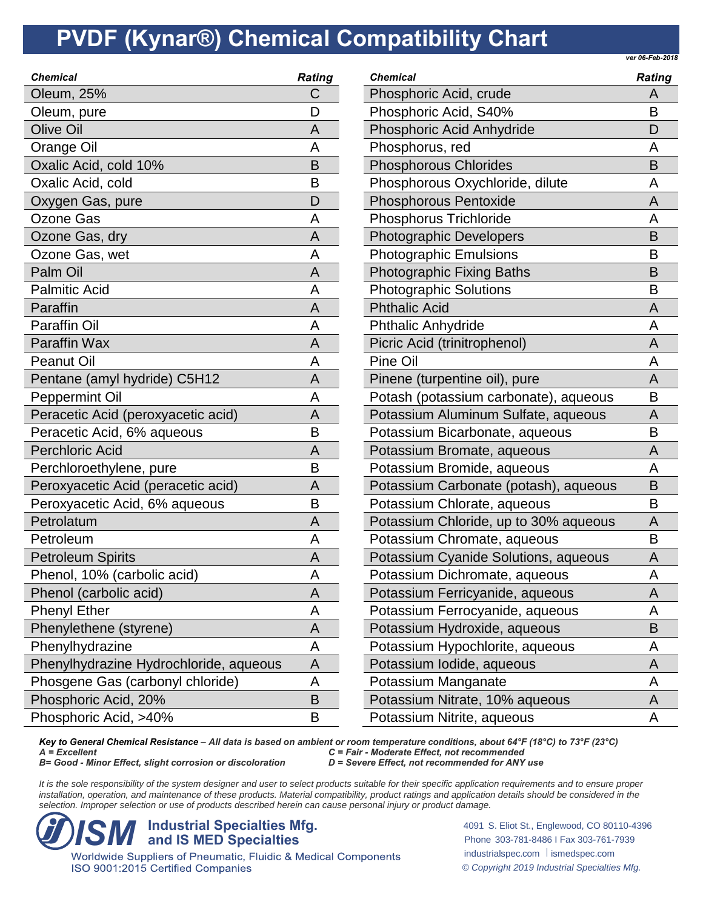# PVDF (Kynar®) Chemical Compatibility Chart

*ver 06-Feb-2018*

| Chemical | Rating |
|---|---|
| Oleum, 25% | C |
| Oleum, pure | D |
| Olive Oil | A |
| Orange Oil | A |
| Oxalic Acid, cold 10% | B |
| Oxalic Acid, cold | B |
| Oxygen Gas, pure | D |
| Ozone Gas | A |
| Ozone Gas, dry | A |
| Ozone Gas, wet | A |
| Palm Oil | A |
| Palmitic Acid | A |
| Paraffin | A |
| Paraffin Oil | A |
| Paraffin Wax | A |
| Peanut Oil | A |
| Pentane (amyl hydride) C5H12 | A |
| Peppermint Oil | A |
| Peracetic Acid (peroxyacetic acid) | A |
| Peracetic Acid, 6% aqueous | B |
| Perchloric Acid | A |
| Perchloroethylene, pure | B |
| Peroxyacetic Acid (peracetic acid) | A |
| Peroxyacetic Acid, 6% aqueous | B |
| Petrolatum | A |
| Petroleum | A |
| Petroleum Spirits | A |
| Phenol, 10% (carbolic acid) | A |
| Phenol (carbolic acid) | A |
| Phenyl Ether | A |
| Phenylethene (styrene) | A |
| Phenylhydrazine | A |
| Phenylhydrazine Hydrochloride, aqueous | A |
| Phosgene Gas (carbonyl chloride) | A |
| Phosphoric Acid, 20% | B |
| Phosphoric Acid, >40% | B |
| Phosphoric Acid, crude | A |
| Phosphoric Acid, S40% | B |
| Phosphoric Acid Anhydride | D |
| Phosphorus, red | A |
| Phosphorous Chlorides | B |
| Phosphorous Oxychloride, dilute | A |
| Phosphorous Pentoxide | A |
| Phosphorus Trichloride | A |
| Photographic Developers | B |
| Photographic Emulsions | B |
| Photographic Fixing Baths | B |
| Photographic Solutions | B |
| Phthalic Acid | A |
| Phthalic Anhydride | A |
| Picric Acid (trinitrophenol) | A |
| Pine Oil | A |
| Pinene (turpentine oil), pure | A |
| Potash (potassium carbonate), aqueous | B |
| Potassium Aluminum Sulfate, aqueous | A |
| Potassium Bicarbonate, aqueous | B |
| Potassium Bromate, aqueous | A |
| Potassium Bromide, aqueous | A |
| Potassium Carbonate (potash), aqueous | B |
| Potassium Chlorate, aqueous | B |
| Potassium Chloride, up to 30% aqueous | A |
| Potassium Chromate, aqueous | B |
| Potassium Cyanide Solutions, aqueous | A |
| Potassium Dichromate, aqueous | A |
| Potassium Ferricyanide, aqueous | A |
| Potassium Ferrocyanide, aqueous | A |
| Potassium Hydroxide, aqueous | B |
| Potassium Hypochlorite, aqueous | A |
| Potassium Iodide, aqueous | A |
| Potassium Manganate | A |
| Potassium Nitrate, 10% aqueous | A |
| Potassium Nitrite, aqueous | A |

***Key to General Chemical Resistance** – All data is based on ambient or room temperature conditions, about 64°F (18°C) to 73°F (23°C)*

*A = Excellent*
*B= Good - Minor Effect, slight corrosion or discoloration*
*C = Fair - Moderate Effect, not recommended*
*D = Severe Effect, not recommended for ANY use*

*It is the sole responsibility of the system designer and user to select products suitable for their specific application requirements and to ensure proper installation, operation, and maintenance of these products. Material compatibility, product ratings and application details should be considered in the selection. Improper selection or use of products described herein can cause personal injury or product damage.*

**ISM Industrial Specialties Mfg. and IS MED Specialties**
Worldwide Suppliers of Pneumatic, Fluidic & Medical Components
ISO 9001:2015 Certified Companies

4091 S. Eliot St., Englewood, CO 80110-4396
Phone 303-781-8486 I Fax 303-761-7939
industrialspec.com | ismedspec.com
*© Copyright 2019 Industrial Specialties Mfg.*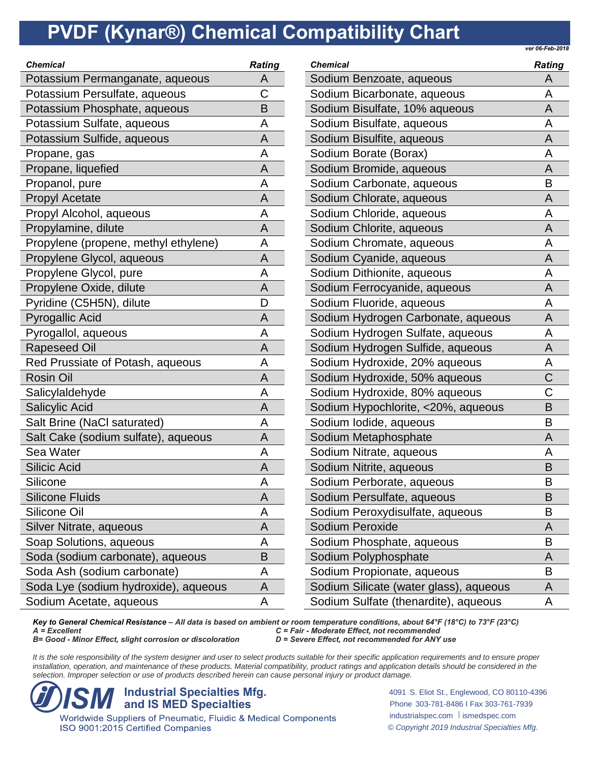# PVDF (Kynar®) Chemical Compatibility Chart

*ver 06-Feb-2018*

| Chemical | Rating |
|---|---|
| Potassium Permanganate, aqueous | A |
| Potassium Persulfate, aqueous | C |
| Potassium Phosphate, aqueous | B |
| Potassium Sulfate, aqueous | A |
| Potassium Sulfide, aqueous | A |
| Propane, gas | A |
| Propane, liquefied | A |
| Propanol, pure | A |
| Propyl Acetate | A |
| Propyl Alcohol, aqueous | A |
| Propylamine, dilute | A |
| Propylene (propene, methyl ethylene) | A |
| Propylene Glycol, aqueous | A |
| Propylene Glycol, pure | A |
| Propylene Oxide, dilute | A |
| Pyridine (C5H5N), dilute | D |
| Pyrogallic Acid | A |
| Pyrogallol, aqueous | A |
| Rapeseed Oil | A |
| Red Prussiate of Potash, aqueous | A |
| Rosin Oil | A |
| Salicylaldehyde | A |
| Salicylic Acid | A |
| Salt Brine (NaCl saturated) | A |
| Salt Cake (sodium sulfate), aqueous | A |
| Sea Water | A |
| Silicic Acid | A |
| Silicone | A |
| Silicone Fluids | A |
| Silicone Oil | A |
| Silver Nitrate, aqueous | A |
| Soap Solutions, aqueous | A |
| Soda (sodium carbonate), aqueous | B |
| Soda Ash (sodium carbonate) | A |
| Soda Lye (sodium hydroxide), aqueous | A |
| Sodium Acetate, aqueous | A |
| Sodium Benzoate, aqueous | A |
| Sodium Bicarbonate, aqueous | A |
| Sodium Bisulfate, 10% aqueous | A |
| Sodium Bisulfate, aqueous | A |
| Sodium Bisulfite, aqueous | A |
| Sodium Borate (Borax) | A |
| Sodium Bromide, aqueous | A |
| Sodium Carbonate, aqueous | B |
| Sodium Chlorate, aqueous | A |
| Sodium Chloride, aqueous | A |
| Sodium Chlorite, aqueous | A |
| Sodium Chromate, aqueous | A |
| Sodium Cyanide, aqueous | A |
| Sodium Dithionite, aqueous | A |
| Sodium Ferrocyanide, aqueous | A |
| Sodium Fluoride, aqueous | A |
| Sodium Hydrogen Carbonate, aqueous | A |
| Sodium Hydrogen Sulfate, aqueous | A |
| Sodium Hydrogen Sulfide, aqueous | A |
| Sodium Hydroxide, 20% aqueous | A |
| Sodium Hydroxide, 50% aqueous | C |
| Sodium Hydroxide, 80% aqueous | C |
| Sodium Hypochlorite, <20%, aqueous | B |
| Sodium Iodide, aqueous | B |
| Sodium Metaphosphate | A |
| Sodium Nitrate, aqueous | A |
| Sodium Nitrite, aqueous | B |
| Sodium Perborate, aqueous | B |
| Sodium Persulfate, aqueous | B |
| Sodium Peroxydisulfate, aqueous | B |
| Sodium Peroxide | A |
| Sodium Phosphate, aqueous | B |
| Sodium Polyphosphate | A |
| Sodium Propionate, aqueous | B |
| Sodium Silicate (water glass), aqueous | A |
| Sodium Sulfate (thenardite), aqueous | A |

***Key to General Chemical Resistance** – All data is based on ambient or room temperature conditions, about 64°F (18°C) to 73°F (23°C)*

*A = Excellent*
*B= Good - Minor Effect, slight corrosion or discoloration*
*C = Fair - Moderate Effect, not recommended*
*D = Severe Effect, not recommended for ANY use*

*It is the sole responsibility of the system designer and user to select products suitable for their specific application requirements and to ensure proper installation, operation, and maintenance of these products. Material compatibility, product ratings and application details should be considered in the selection. Improper selection or use of products described herein can cause personal injury or product damage.*

**ISM Industrial Specialties Mfg. and IS MED Specialties**
Worldwide Suppliers of Pneumatic, Fluidic & Medical Components
ISO 9001:2015 Certified Companies

4091 S. Eliot St., Englewood, CO 80110-4396
Phone 303-781-8486 | Fax 303-761-7939
industrialspec.com | ismedspec.com
*© Copyright 2019 Industrial Specialties Mfg.*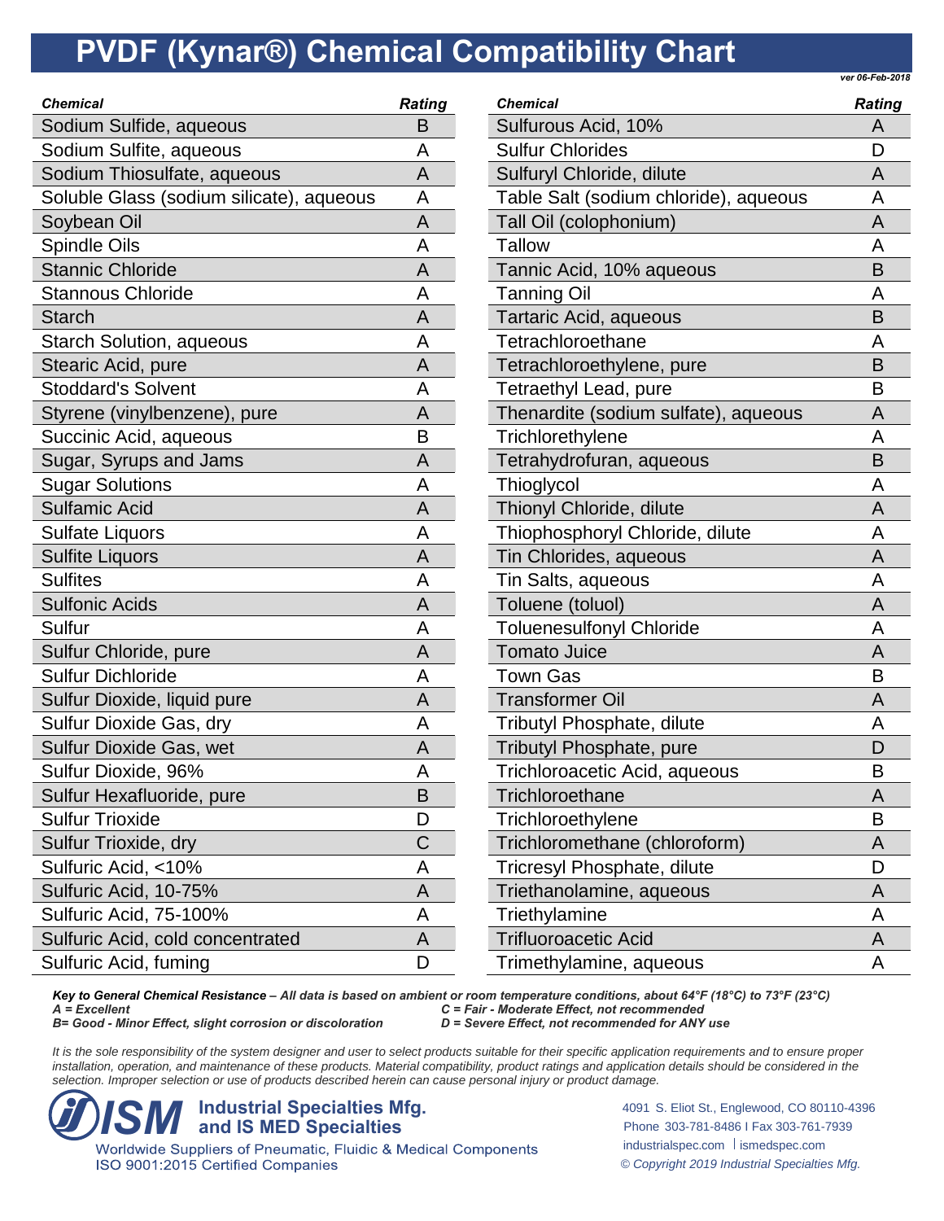# PVDF (Kynar®) Chemical Compatibility Chart

*ver 06-Feb-2018*

| *Chemical* | *Rating* |
|---|---|
| Sodium Sulfide, aqueous | B |
| Sodium Sulfite, aqueous | A |
| Sodium Thiosulfate, aqueous | A |
| Soluble Glass (sodium silicate), aqueous | A |
| Soybean Oil | A |
| Spindle Oils | A |
| Stannic Chloride | A |
| Stannous Chloride | A |
| Starch | A |
| Starch Solution, aqueous | A |
| Stearic Acid, pure | A |
| Stoddard's Solvent | A |
| Styrene (vinylbenzene), pure | A |
| Succinic Acid, aqueous | B |
| Sugar, Syrups and Jams | A |
| Sugar Solutions | A |
| Sulfamic Acid | A |
| Sulfate Liquors | A |
| Sulfite Liquors | A |
| Sulfites | A |
| Sulfonic Acids | A |
| Sulfur | A |
| Sulfur Chloride, pure | A |
| Sulfur Dichloride | A |
| Sulfur Dioxide, liquid pure | A |
| Sulfur Dioxide Gas, dry | A |
| Sulfur Dioxide Gas, wet | A |
| Sulfur Dioxide, 96% | A |
| Sulfur Hexafluoride, pure | B |
| Sulfur Trioxide | D |
| Sulfur Trioxide, dry | C |
| Sulfuric Acid, <10% | A |
| Sulfuric Acid, 10-75% | A |
| Sulfuric Acid, 75-100% | A |
| Sulfuric Acid, cold concentrated | A |
| Sulfuric Acid, fuming | D |
| Sulfurous Acid, 10% | A |
| Sulfur Chlorides | D |
| Sulfuryl Chloride, dilute | A |
| Table Salt (sodium chloride), aqueous | A |
| Tall Oil (colophonium) | A |
| Tallow | A |
| Tannic Acid, 10% aqueous | B |
| Tanning Oil | A |
| Tartaric Acid, aqueous | B |
| Tetrachloroethane | A |
| Tetrachloroethylene, pure | B |
| Tetraethyl Lead, pure | B |
| Thenardite (sodium sulfate), aqueous | A |
| Trichlorethylene | A |
| Tetrahydrofuran, aqueous | B |
| Thioglycol | A |
| Thionyl Chloride, dilute | A |
| Thiophosphoryl Chloride, dilute | A |
| Tin Chlorides, aqueous | A |
| Tin Salts, aqueous | A |
| Toluene (toluol) | A |
| Toluenesulfonyl Chloride | A |
| Tomato Juice | A |
| Town Gas | B |
| Transformer Oil | A |
| Tributyl Phosphate, dilute | A |
| Tributyl Phosphate, pure | D |
| Trichloroacetic Acid, aqueous | B |
| Trichloroethane | A |
| Trichloroethylene | B |
| Trichloromethane (chloroform) | A |
| Tricresyl Phosphate, dilute | D |
| Triethanolamine, aqueous | A |
| Triethylamine | A |
| Trifluoroacetic Acid | A |
| Trimethylamine, aqueous | A |

***Key to General Chemical Resistance** – All data is based on ambient or room temperature conditions, about 64°F (18°C) to 73°F (23°C)*

*A = Excellent*
*B= Good - Minor Effect, slight corrosion or discoloration*
*C = Fair - Moderate Effect, not recommended*
*D = Severe Effect, not recommended for ANY use*

*It is the sole responsibility of the system designer and user to select products suitable for their specific application requirements and to ensure proper installation, operation, and maintenance of these products. Material compatibility, product ratings and application details should be considered in the selection. Improper selection or use of products described herein can cause personal injury or product damage.*

**ISM Industrial Specialties Mfg. and IS MED Specialties**
Worldwide Suppliers of Pneumatic, Fluidic & Medical Components
ISO 9001:2015 Certified Companies

4091 S. Eliot St., Englewood, CO 80110-4396
Phone 303-781-8486 I Fax 303-761-7939
industrialspec.com | ismedspec.com
*© Copyright 2019 Industrial Specialties Mfg.*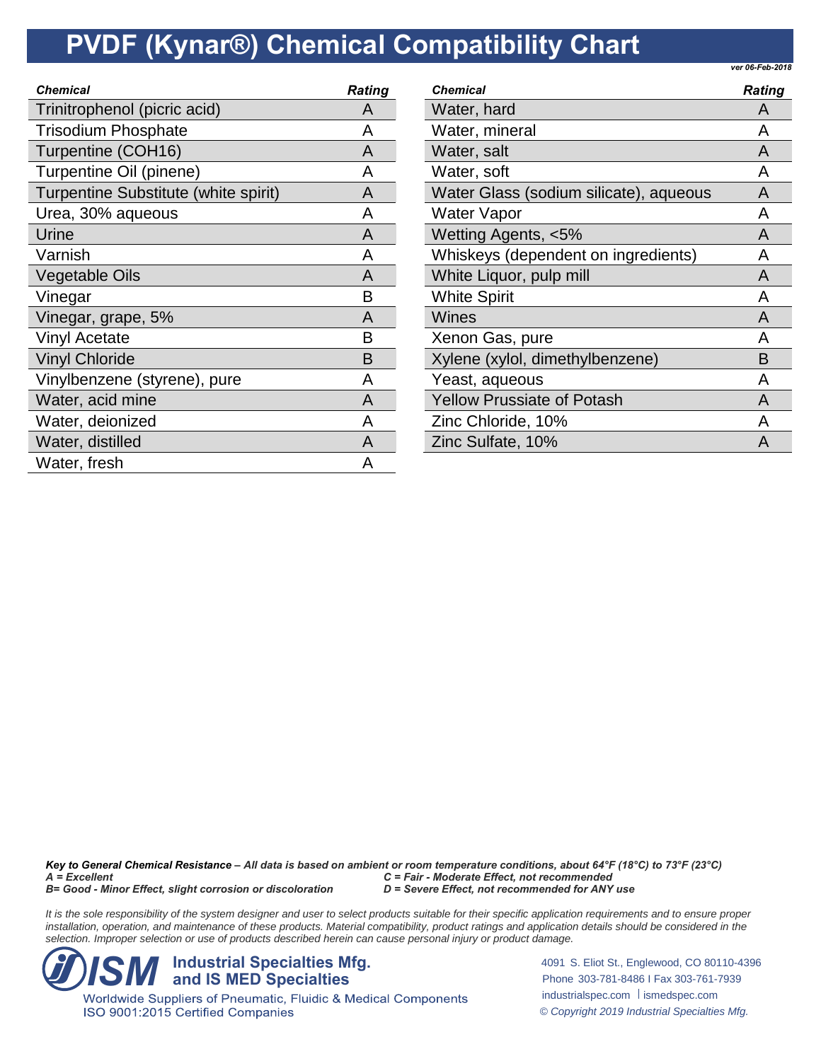# PVDF (Kynar®) Chemical Compatibility Chart

*ver 06-Feb-2018*

| Chemical | Rating |
|---|---|
| Trinitrophenol (picric acid) | A |
| Trisodium Phosphate | A |
| Turpentine (COH16) | A |
| Turpentine Oil (pinene) | A |
| Turpentine Substitute (white spirit) | A |
| Urea, 30% aqueous | A |
| Urine | A |
| Varnish | A |
| Vegetable Oils | A |
| Vinegar | B |
| Vinegar, grape, 5% | A |
| Vinyl Acetate | B |
| Vinyl Chloride | B |
| Vinylbenzene (styrene), pure | A |
| Water, acid mine | A |
| Water, deionized | A |
| Water, distilled | A |
| Water, fresh | A |
| Water, hard | A |
| Water, mineral | A |
| Water, salt | A |
| Water, soft | A |
| Water Glass (sodium silicate), aqueous | A |
| Water Vapor | A |
| Wetting Agents, <5% | A |
| Whiskeys (dependent on ingredients) | A |
| White Liquor, pulp mill | A |
| White Spirit | A |
| Wines | A |
| Xenon Gas, pure | A |
| Xylene (xylol, dimethylbenzene) | B |
| Yeast, aqueous | A |
| Yellow Prussiate of Potash | A |
| Zinc Chloride, 10% | A |
| Zinc Sulfate, 10% | A |

***Key to General Chemical Resistance** – All data is based on ambient or room temperature conditions, about 64°F (18°C) to 73°F (23°C)*

***A = Excellent***

***B= Good - Minor Effect, slight corrosion or discoloration***

***C = Fair - Moderate Effect, not recommended***

***D = Severe Effect, not recommended for ANY use***

*It is the sole responsibility of the system designer and user to select products suitable for their specific application requirements and to ensure proper installation, operation, and maintenance of these products. Material compatibility, product ratings and application details should be considered in the selection. Improper selection or use of products described herein can cause personal injury or product damage.*

ISM **Industrial Specialties Mfg. and IS MED Specialties**

Worldwide Suppliers of Pneumatic, Fluidic & Medical Components
ISO 9001:2015 Certified Companies

4091 S. Eliot St., Englewood, CO 80110-4396
Phone 303-781-8486 I Fax 303-761-7939
industrialspec.com | ismedspec.com
*© Copyright 2019 Industrial Specialties Mfg.*